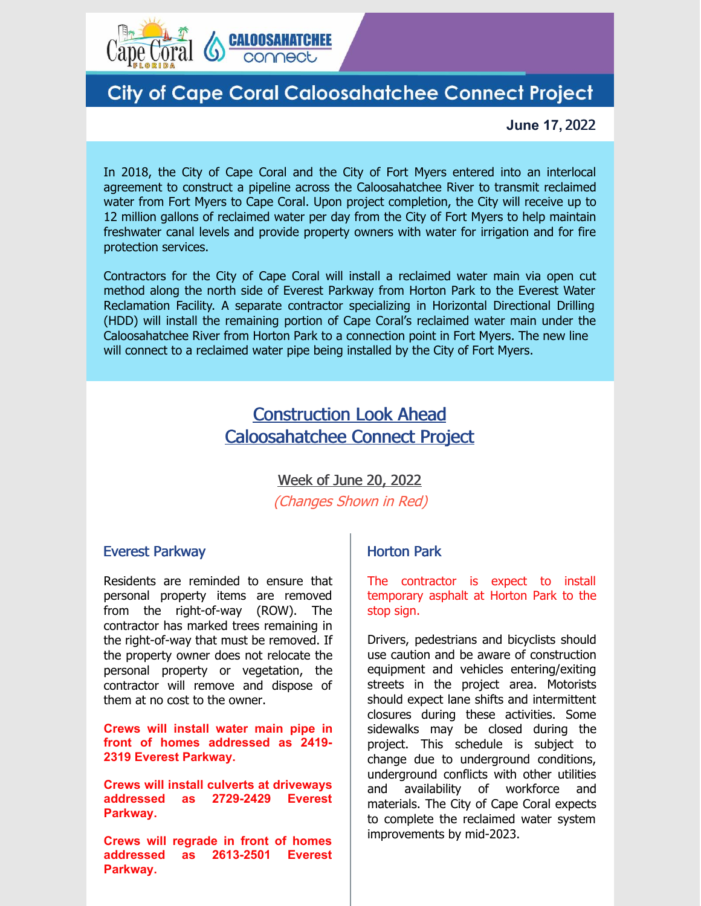# City of Cape Coral Caloosahatchee Connect Project

**June 17, 2022**

In 2018, the City of Cape Coral and the City of Fort Myers entered into an interlocal agreement to construct a pipeline across the Caloosahatchee River to transmit reclaimed water from Fort Myers to Cape Coral. Upon project completion, the City will receive up to 12 million gallons of reclaimed water per day from the City of Fort Myers to help maintain freshwater canal levels and provide property owners with water for irrigation and for fire protection services.

Contractors for the City of Cape Coral will install a reclaimed water main via open cut method along the north side of Everest Parkway from Horton Park to the Everest Water Reclamation Facility. A separate contractor specializing in Horizontal Directional Drilling (HDD) will install the remaining portion of Cape Coral's reclaimed water main under the Caloosahatchee River from Horton Park to a connection point in Fort Myers. The new line will connect to a reclaimed water pipe being installed by the City of Fort Myers.

## Construction Look Ahead
## Caloosahatchee Connect Project

Week of June 20, 2022

*(Changes Shown in Red)*

### Everest Parkway

Residents are reminded to ensure that personal property items are removed from the right-of-way (ROW). The contractor has marked trees remaining in the right-of-way that must be removed. If the property owner does not relocate the personal property or vegetation, the contractor will remove and dispose of them at no cost to the owner.

**Crews will install water main pipe in front of homes addressed as 2419-2319 Everest Parkway.**

**Crews will install culverts at driveways addressed as 2729-2429 Everest Parkway.**

**Crews will regrade in front of homes addressed as 2613-2501 Everest Parkway.**

### Horton Park

The contractor is expect to install temporary asphalt at Horton Park to the stop sign.

Drivers, pedestrians and bicyclists should use caution and be aware of construction equipment and vehicles entering/exiting streets in the project area. Motorists should expect lane shifts and intermittent closures during these activities. Some sidewalks may be closed during the project. This schedule is subject to change due to underground conditions, underground conflicts with other utilities and availability of workforce and materials. The City of Cape Coral expects to complete the reclaimed water system improvements by mid-2023.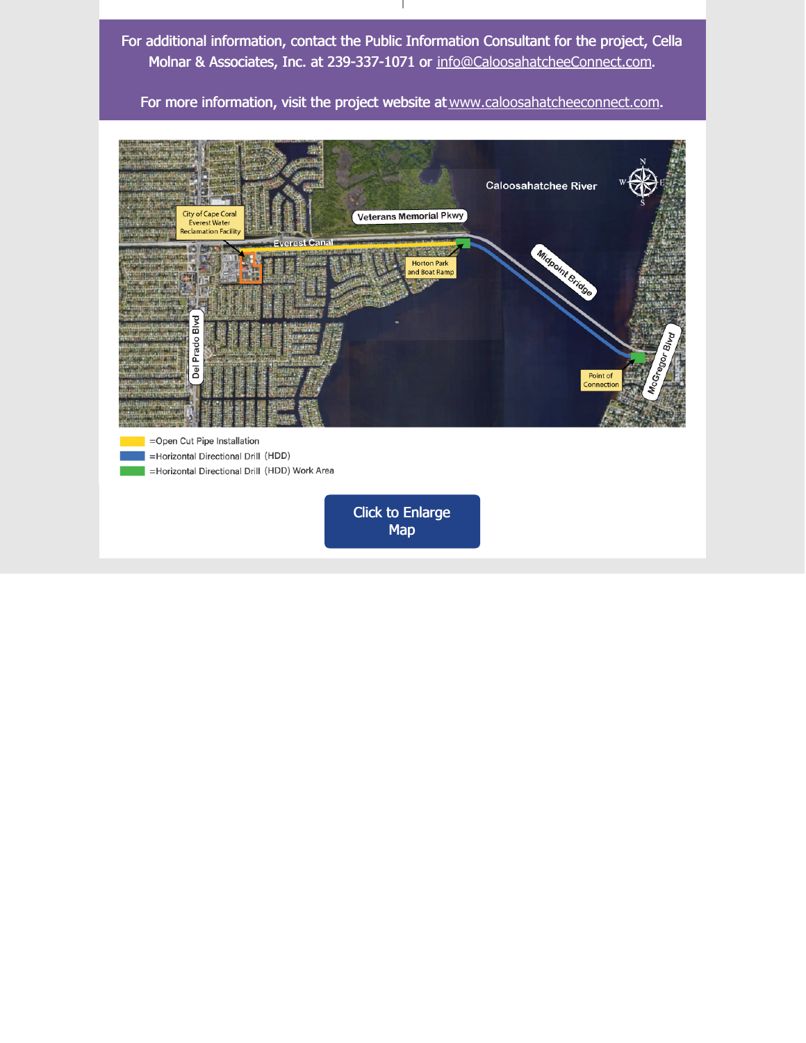For additional information, contact the Public Information Consultant for the project, Cella Molnar & Associates, Inc. at 239-337-1071 or info@CaloosahatcheeConnect.com.

For more information, visit the project website at www.caloosahatcheeconnect.com.

Caloosahatchee River

Veterans Memorial Pkwy

City of Cape Coral Everest Water Reclamation Facility

Everest Canal

Horton Park and Boat Ramp

Midpoint Bridge

Del Prado Blvd

McGregor Blvd

Point of Connection

=Open Cut Pipe Installation

=Horizontal Directional Drill (HDD)

=Horizontal Directional Drill (HDD) Work Area

Click to Enlarge Map